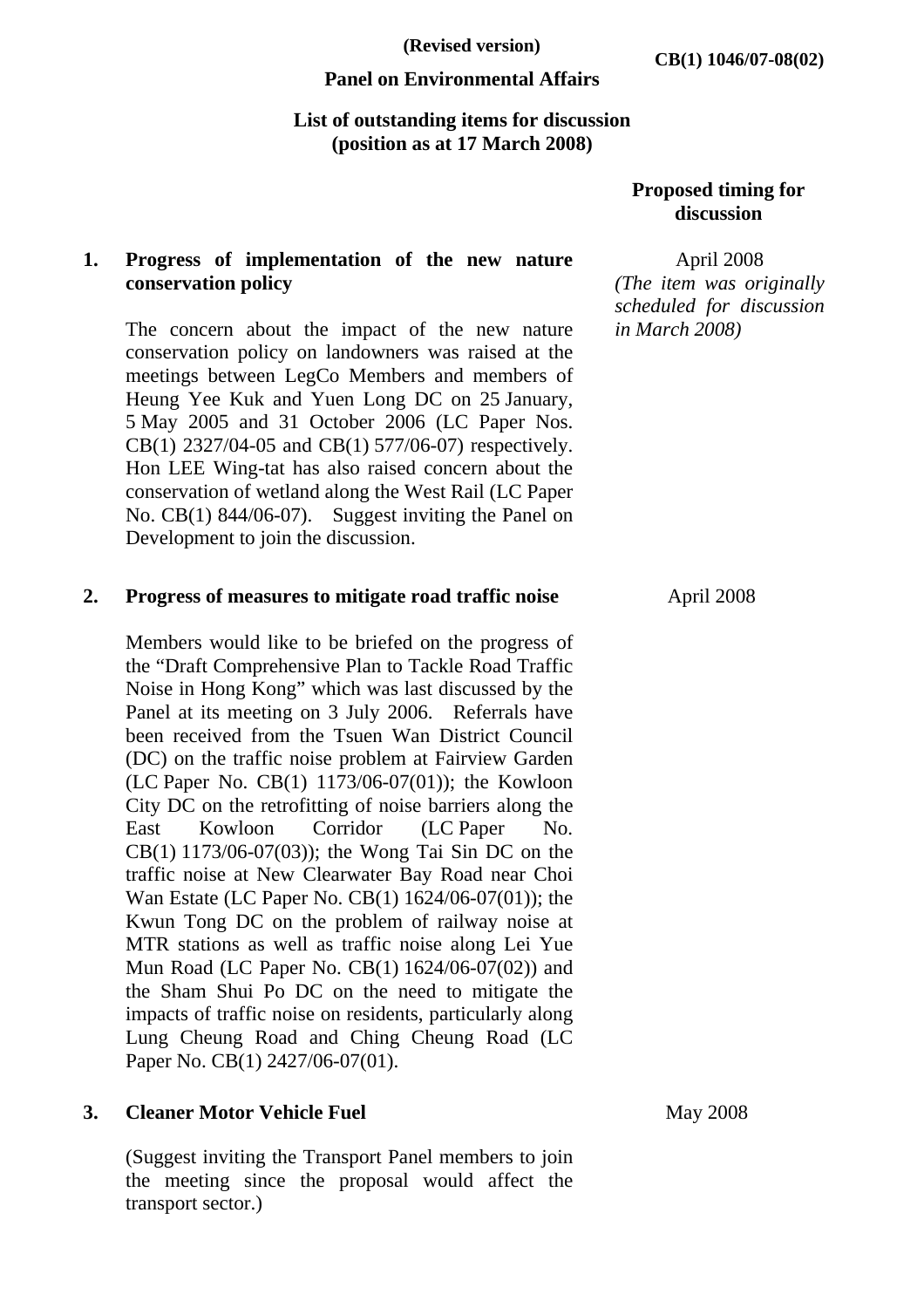(Revised version)

CB(1) 1046/07-08(02)

**Panel on Environmental Affairs**

**List of outstanding items for discussion (position as at 17 March 2008)**

| | | Proposed timing for discussion |
|---|---|---|
| 1. | **Progress of implementation of the new nature conservation policy**<br><br>The concern about the impact of the new nature conservation policy on landowners was raised at the meetings between LegCo Members and members of Heung Yee Kuk and Yuen Long DC on 25 January, 5 May 2005 and 31 October 2006 (LC Paper Nos. CB(1) 2327/04-05 and CB(1) 577/06-07) respectively. Hon LEE Wing-tat has also raised concern about the conservation of wetland along the West Rail (LC Paper No. CB(1) 844/06-07). Suggest inviting the Panel on Development to join the discussion. | April 2008<br>*(The item was originally scheduled for discussion in March 2008)* |
| 2. | **Progress of measures to mitigate road traffic noise**<br><br>Members would like to be briefed on the progress of the "Draft Comprehensive Plan to Tackle Road Traffic Noise in Hong Kong" which was last discussed by the Panel at its meeting on 3 July 2006. Referrals have been received from the Tsuen Wan District Council (DC) on the traffic noise problem at Fairview Garden (LC Paper No. CB(1) 1173/06-07(01)); the Kowloon City DC on the retrofitting of noise barriers along the East Kowloon Corridor (LC Paper No. CB(1) 1173/06-07(03)); the Wong Tai Sin DC on the traffic noise at New Clearwater Bay Road near Choi Wan Estate (LC Paper No. CB(1) 1624/06-07(01)); the Kwun Tong DC on the problem of railway noise at MTR stations as well as traffic noise along Lei Yue Mun Road (LC Paper No. CB(1) 1624/06-07(02)) and the Sham Shui Po DC on the need to mitigate the impacts of traffic noise on residents, particularly along Lung Cheung Road and Ching Cheung Road (LC Paper No. CB(1) 2427/06-07(01). | April 2008 |
| 3. | **Cleaner Motor Vehicle Fuel**<br><br>(Suggest inviting the Transport Panel members to join the meeting since the proposal would affect the transport sector.) | May 2008 |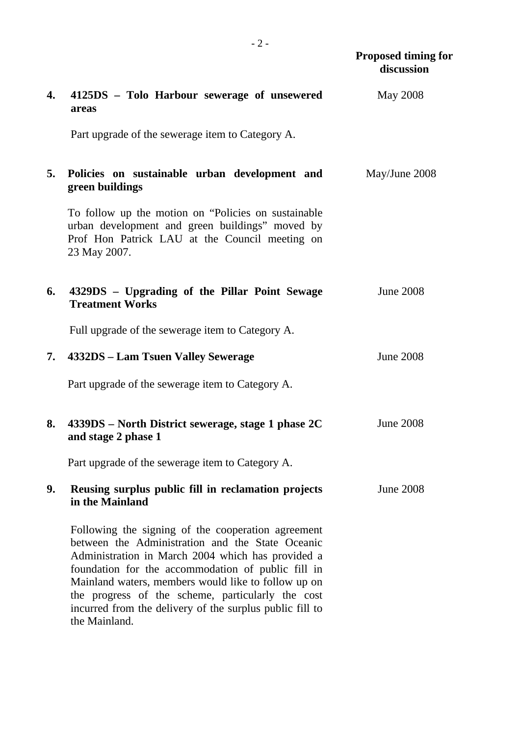| | | Proposed timing for discussion |
|---|---|---|
| **4.** | **4125DS – Tolo Harbour sewerage of unsewered areas**<br><br>Part upgrade of the sewerage item to Category A. | May 2008 |
| **5.** | **Policies on sustainable urban development and green buildings**<br><br>To follow up the motion on "Policies on sustainable urban development and green buildings" moved by Prof Hon Patrick LAU at the Council meeting on 23 May 2007. | May/June 2008 |
| **6.** | **4329DS – Upgrading of the Pillar Point Sewage Treatment Works**<br><br>Full upgrade of the sewerage item to Category A. | June 2008 |
| **7.** | **4332DS – Lam Tsuen Valley Sewerage**<br><br>Part upgrade of the sewerage item to Category A. | June 2008 |
| **8.** | **4339DS – North District sewerage, stage 1 phase 2C and stage 2 phase 1**<br><br>Part upgrade of the sewerage item to Category A. | June 2008 |
| **9.** | **Reusing surplus public fill in reclamation projects in the Mainland**<br><br>Following the signing of the cooperation agreement between the Administration and the State Oceanic Administration in March 2004 which has provided a foundation for the accommodation of public fill in Mainland waters, members would like to follow up on the progress of the scheme, particularly the cost incurred from the delivery of the surplus public fill to the Mainland. | June 2008 |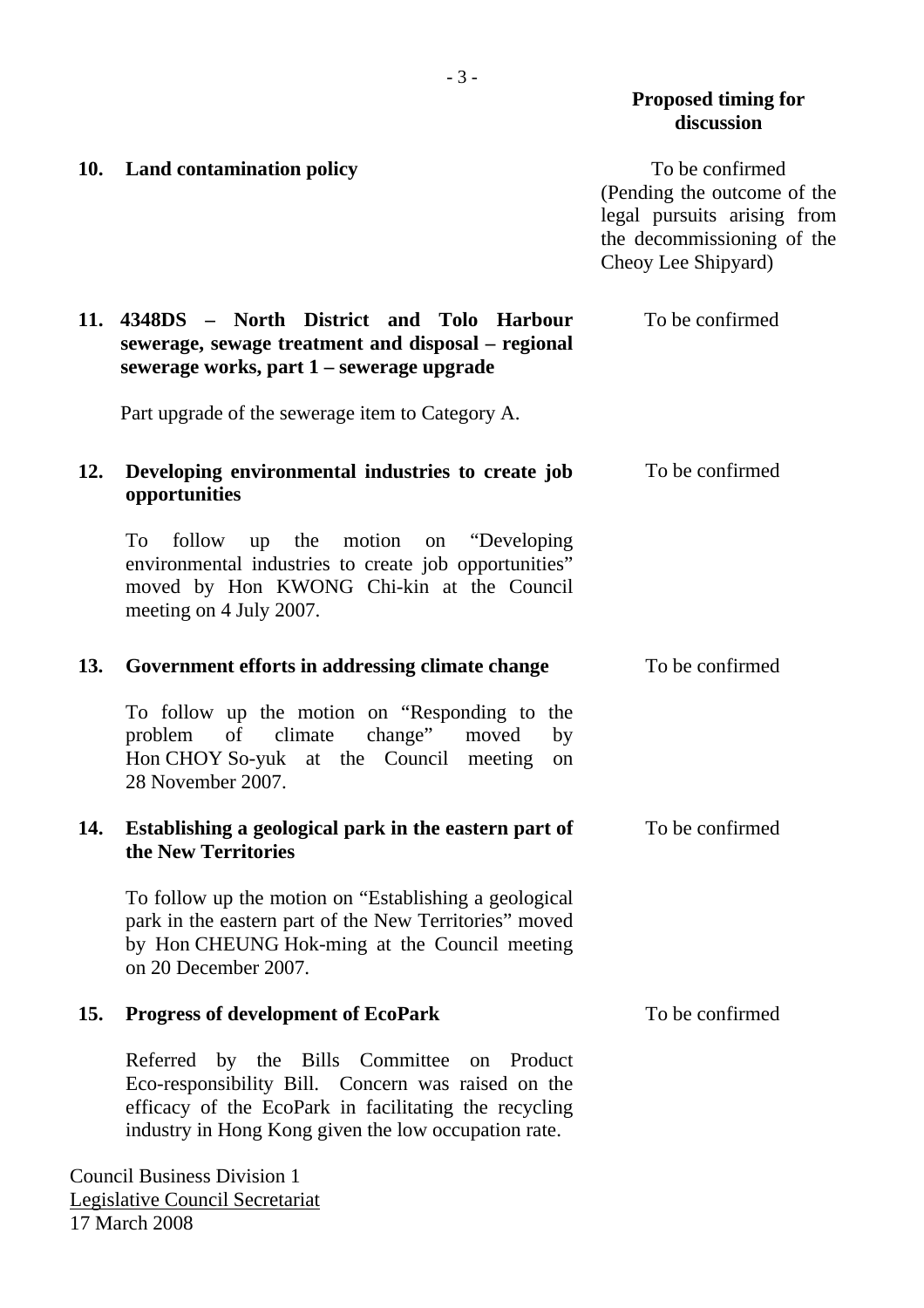| | | Proposed timing for discussion |
|---|---|---|
| 10. | **Land contamination policy** | To be confirmed (Pending the outcome of the legal pursuits arising from the decommissioning of the Cheoy Lee Shipyard) |
| 11. | **4348DS – North District and Tolo Harbour sewerage, sewage treatment and disposal – regional sewerage works, part 1 – sewerage upgrade**<br><br>Part upgrade of the sewerage item to Category A. | To be confirmed |
| 12. | **Developing environmental industries to create job opportunities**<br><br>To follow up the motion on "Developing environmental industries to create job opportunities" moved by Hon KWONG Chi-kin at the Council meeting on 4 July 2007. | To be confirmed |
| 13. | **Government efforts in addressing climate change**<br><br>To follow up the motion on "Responding to the problem of climate change" moved by Hon CHOY So-yuk at the Council meeting on 28 November 2007. | To be confirmed |
| 14. | **Establishing a geological park in the eastern part of the New Territories**<br><br>To follow up the motion on "Establishing a geological park in the eastern part of the New Territories" moved by Hon CHEUNG Hok-ming at the Council meeting on 20 December 2007. | To be confirmed |
| 15. | **Progress of development of EcoPark**<br><br>Referred by the Bills Committee on Product Eco-responsibility Bill. Concern was raised on the efficacy of the EcoPark in facilitating the recycling industry in Hong Kong given the low occupation rate. | To be confirmed |

Council Business Division 1
Legislative Council Secretariat
17 March 2008